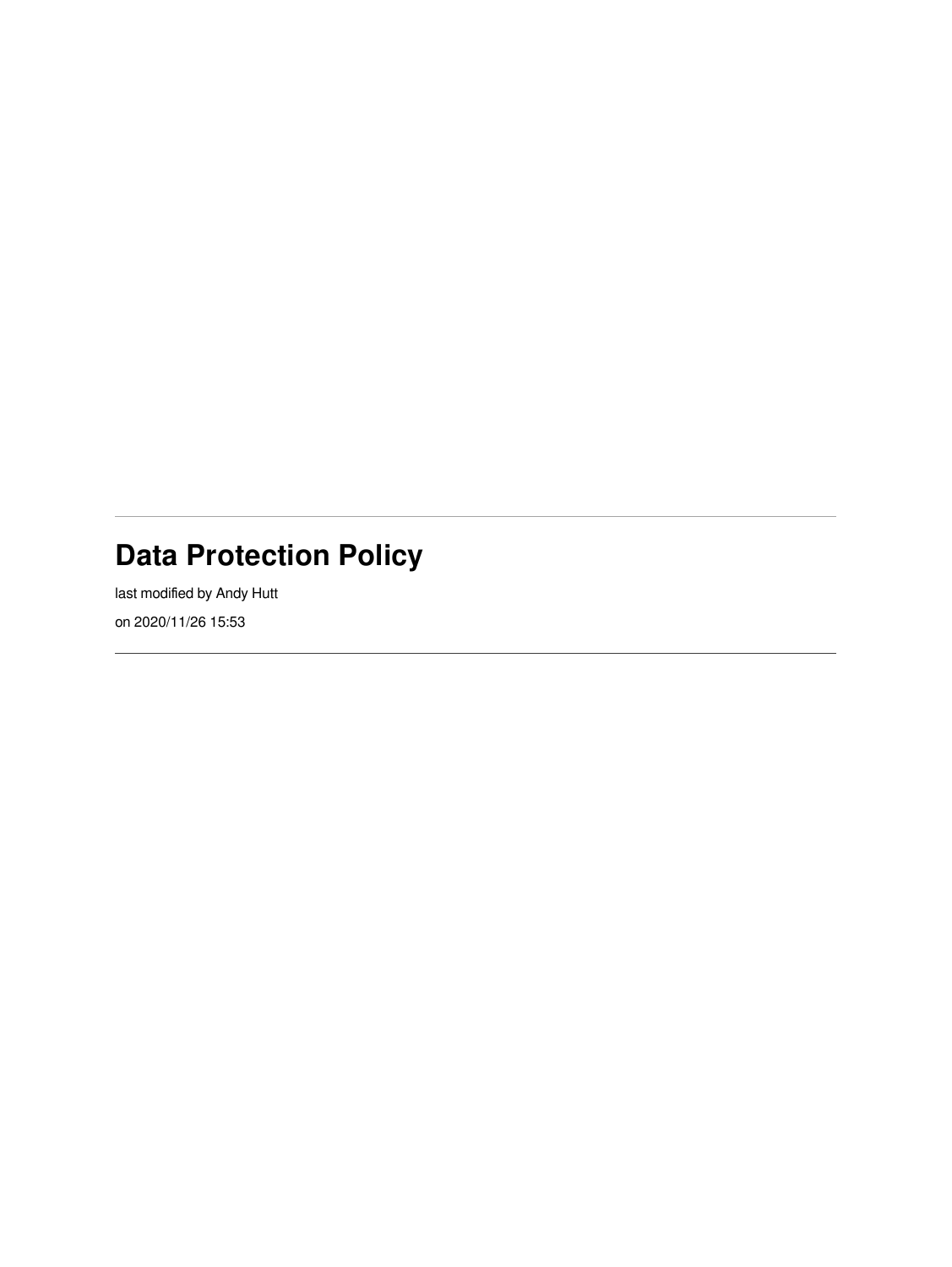# Data Protection Policy

last modified by Andy Hutt

on 2020/11/26 15:53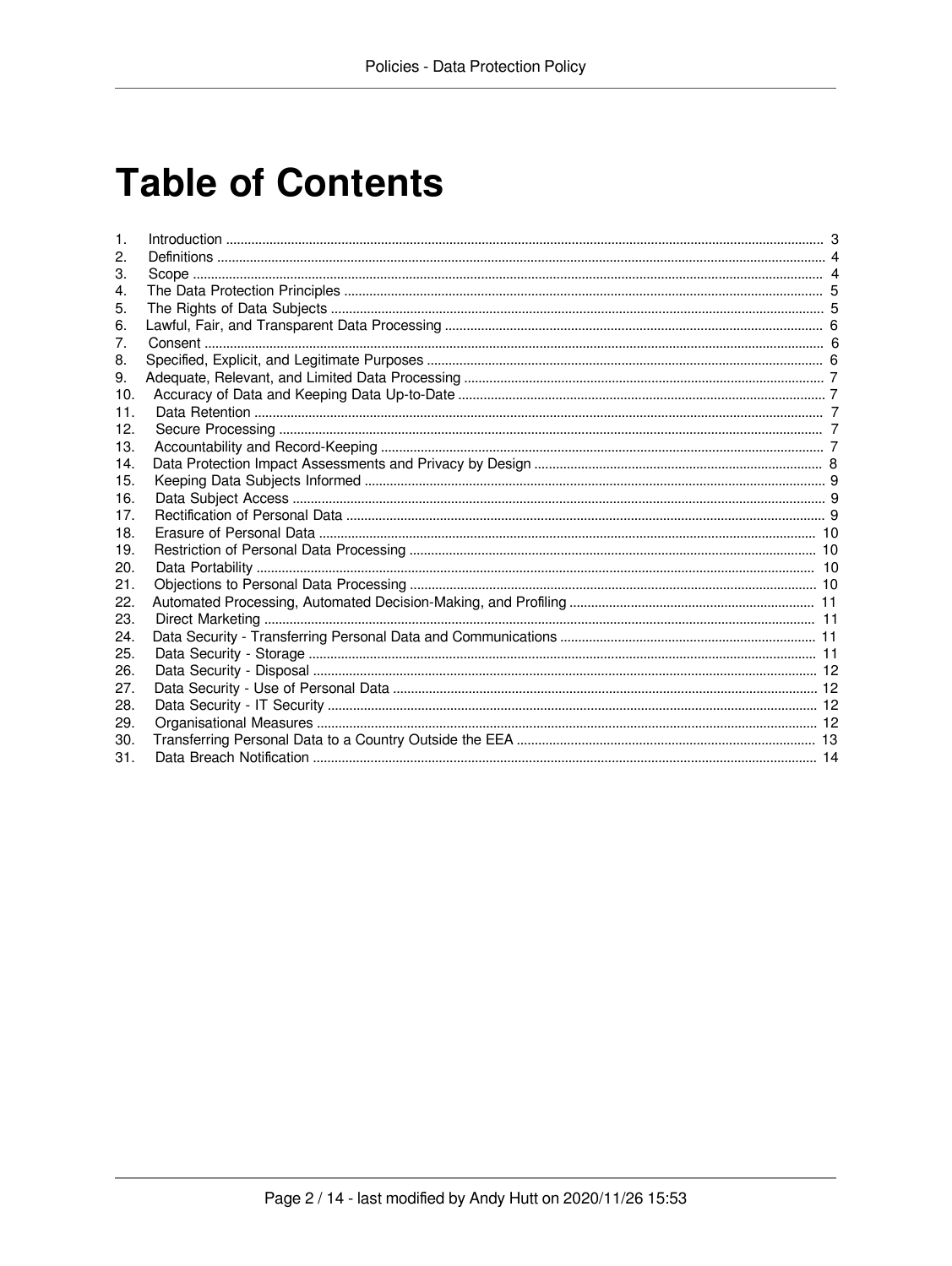# Table of Contents

1. Introduction ........ 3
2. Definitions ........ 4
3. Scope ........ 4
4. The Data Protection Principles ........ 5
5. The Rights of Data Subjects ........ 5
6. Lawful, Fair, and Transparent Data Processing ........ 6
7. Consent ........ 6
8. Specified, Explicit, and Legitimate Purposes ........ 6
9. Adequate, Relevant, and Limited Data Processing ........ 7
10. Accuracy of Data and Keeping Data Up-to-Date ........ 7
11. Data Retention ........ 7
12. Secure Processing ........ 7
13. Accountability and Record-Keeping ........ 7
14. Data Protection Impact Assessments and Privacy by Design ........ 8
15. Keeping Data Subjects Informed ........ 9
16. Data Subject Access ........ 9
17. Rectification of Personal Data ........ 9
18. Erasure of Personal Data ........ 10
19. Restriction of Personal Data Processing ........ 10
20. Data Portability ........ 10
21. Objections to Personal Data Processing ........ 10
22. Automated Processing, Automated Decision-Making, and Profiling ........ 11
23. Direct Marketing ........ 11
24. Data Security - Transferring Personal Data and Communications ........ 11
25. Data Security - Storage ........ 11
26. Data Security - Disposal ........ 12
27. Data Security - Use of Personal Data ........ 12
28. Data Security - IT Security ........ 12
29. Organisational Measures ........ 12
30. Transferring Personal Data to a Country Outside the EEA ........ 13
31. Data Breach Notification ........ 14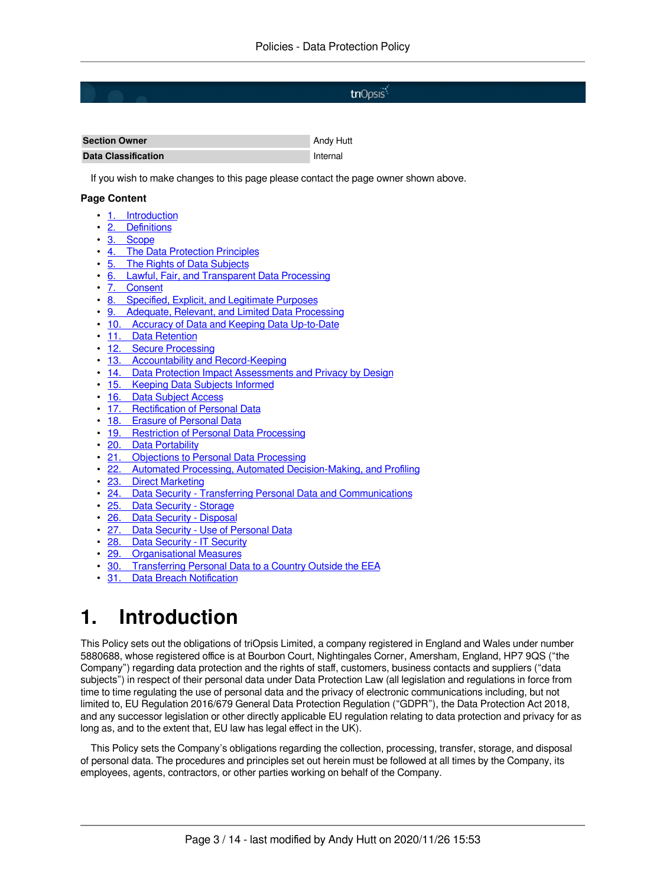| Section Owner | Andy Hutt |
|---|---|
| Data Classification | Internal |

If you wish to make changes to this page please contact the page owner shown above.

**Page Content**

- 1. Introduction
- 2. Definitions
- 3. Scope
- 4. The Data Protection Principles
- 5. The Rights of Data Subjects
- 6. Lawful, Fair, and Transparent Data Processing
- 7. Consent
- 8. Specified, Explicit, and Legitimate Purposes
- 9. Adequate, Relevant, and Limited Data Processing
- 10. Accuracy of Data and Keeping Data Up-to-Date
- 11. Data Retention
- 12. Secure Processing
- 13. Accountability and Record-Keeping
- 14. Data Protection Impact Assessments and Privacy by Design
- 15. Keeping Data Subjects Informed
- 16. Data Subject Access
- 17. Rectification of Personal Data
- 18. Erasure of Personal Data
- 19. Restriction of Personal Data Processing
- 20. Data Portability
- 21. Objections to Personal Data Processing
- 22. Automated Processing, Automated Decision-Making, and Profiling
- 23. Direct Marketing
- 24. Data Security - Transferring Personal Data and Communications
- 25. Data Security - Storage
- 26. Data Security - Disposal
- 27. Data Security - Use of Personal Data
- 28. Data Security - IT Security
- 29. Organisational Measures
- 30. Transferring Personal Data to a Country Outside the EEA
- 31. Data Breach Notification

# 1. Introduction

This Policy sets out the obligations of triOpsis Limited, a company registered in England and Wales under number 5880688, whose registered office is at Bourbon Court, Nightingales Corner, Amersham, England, HP7 9QS ("the Company") regarding data protection and the rights of staff, customers, business contacts and suppliers ("data subjects") in respect of their personal data under Data Protection Law (all legislation and regulations in force from time to time regulating the use of personal data and the privacy of electronic communications including, but not limited to, EU Regulation 2016/679 General Data Protection Regulation ("GDPR"), the Data Protection Act 2018, and any successor legislation or other directly applicable EU regulation relating to data protection and privacy for as long as, and to the extent that, EU law has legal effect in the UK).

This Policy sets the Company's obligations regarding the collection, processing, transfer, storage, and disposal of personal data. The procedures and principles set out herein must be followed at all times by the Company, its employees, agents, contractors, or other parties working on behalf of the Company.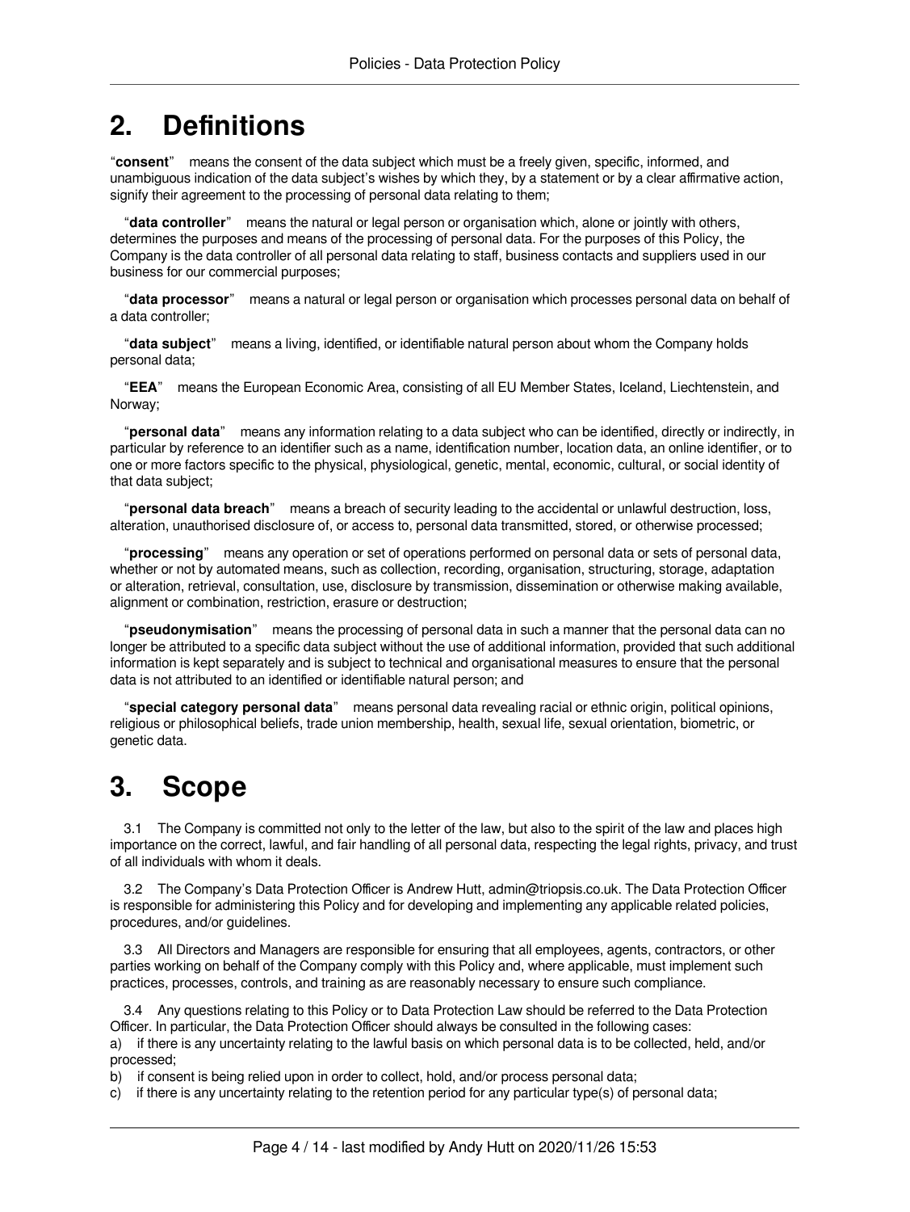# 2. Definitions

"**consent**" means the consent of the data subject which must be a freely given, specific, informed, and unambiguous indication of the data subject's wishes by which they, by a statement or by a clear affirmative action, signify their agreement to the processing of personal data relating to them;

"**data controller**" means the natural or legal person or organisation which, alone or jointly with others, determines the purposes and means of the processing of personal data. For the purposes of this Policy, the Company is the data controller of all personal data relating to staff, business contacts and suppliers used in our business for our commercial purposes;

"**data processor**" means a natural or legal person or organisation which processes personal data on behalf of a data controller;

"**data subject**" means a living, identified, or identifiable natural person about whom the Company holds personal data;

"**EEA**" means the European Economic Area, consisting of all EU Member States, Iceland, Liechtenstein, and Norway;

"**personal data**" means any information relating to a data subject who can be identified, directly or indirectly, in particular by reference to an identifier such as a name, identification number, location data, an online identifier, or to one or more factors specific to the physical, physiological, genetic, mental, economic, cultural, or social identity of that data subject;

"**personal data breach**" means a breach of security leading to the accidental or unlawful destruction, loss, alteration, unauthorised disclosure of, or access to, personal data transmitted, stored, or otherwise processed;

"**processing**" means any operation or set of operations performed on personal data or sets of personal data, whether or not by automated means, such as collection, recording, organisation, structuring, storage, adaptation or alteration, retrieval, consultation, use, disclosure by transmission, dissemination or otherwise making available, alignment or combination, restriction, erasure or destruction;

"**pseudonymisation**" means the processing of personal data in such a manner that the personal data can no longer be attributed to a specific data subject without the use of additional information, provided that such additional information is kept separately and is subject to technical and organisational measures to ensure that the personal data is not attributed to an identified or identifiable natural person; and

"**special category personal data**" means personal data revealing racial or ethnic origin, political opinions, religious or philosophical beliefs, trade union membership, health, sexual life, sexual orientation, biometric, or genetic data.

# 3. Scope

3.1 The Company is committed not only to the letter of the law, but also to the spirit of the law and places high importance on the correct, lawful, and fair handling of all personal data, respecting the legal rights, privacy, and trust of all individuals with whom it deals.

3.2 The Company's Data Protection Officer is Andrew Hutt, admin@triopsis.co.uk. The Data Protection Officer is responsible for administering this Policy and for developing and implementing any applicable related policies, procedures, and/or guidelines.

3.3 All Directors and Managers are responsible for ensuring that all employees, agents, contractors, or other parties working on behalf of the Company comply with this Policy and, where applicable, must implement such practices, processes, controls, and training as are reasonably necessary to ensure such compliance.

3.4 Any questions relating to this Policy or to Data Protection Law should be referred to the Data Protection Officer. In particular, the Data Protection Officer should always be consulted in the following cases:

a) if there is any uncertainty relating to the lawful basis on which personal data is to be collected, held, and/or processed;

b) if consent is being relied upon in order to collect, hold, and/or process personal data;

c) if there is any uncertainty relating to the retention period for any particular type(s) of personal data;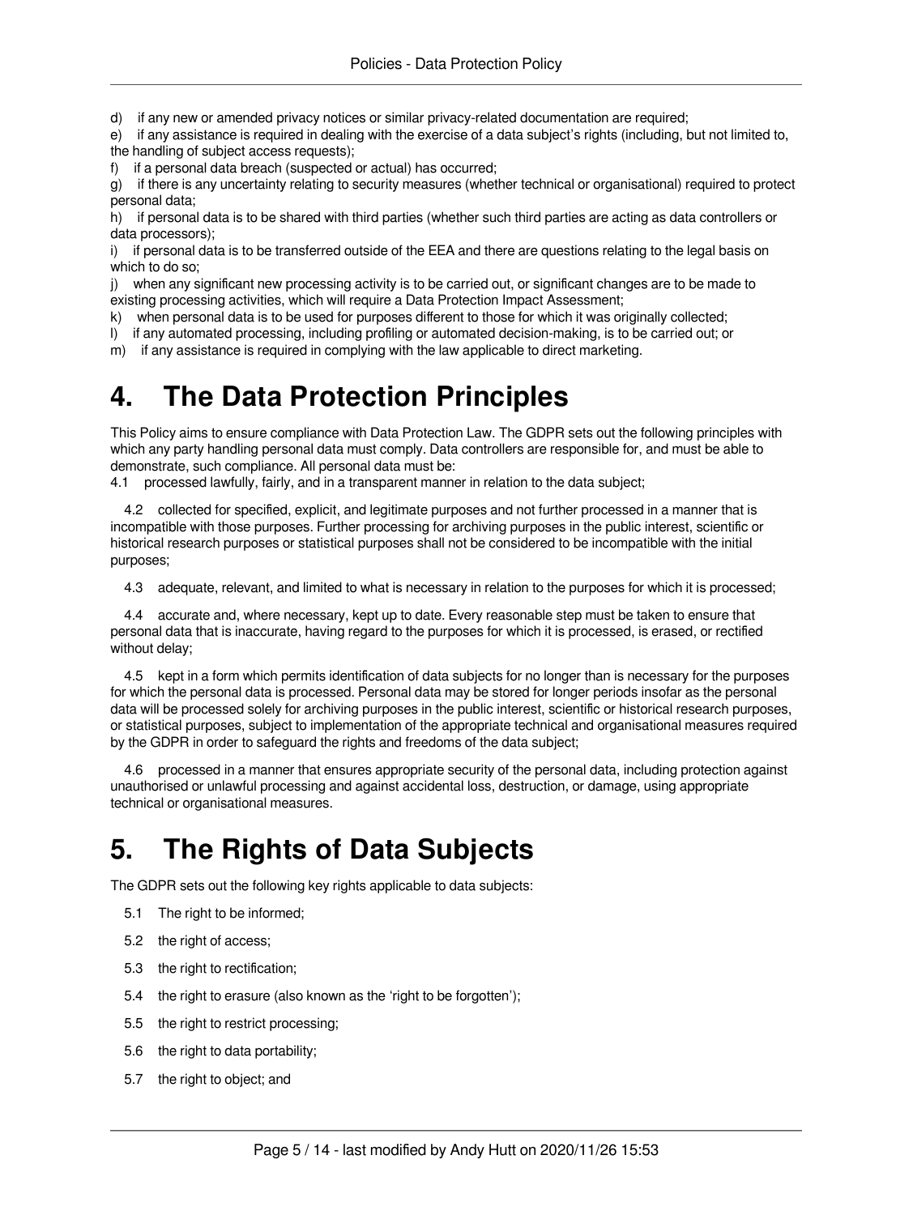d) if any new or amended privacy notices or similar privacy-related documentation are required;
e) if any assistance is required in dealing with the exercise of a data subject's rights (including, but not limited to, the handling of subject access requests);
f) if a personal data breach (suspected or actual) has occurred;
g) if there is any uncertainty relating to security measures (whether technical or organisational) required to protect personal data;
h) if personal data is to be shared with third parties (whether such third parties are acting as data controllers or data processors);
i) if personal data is to be transferred outside of the EEA and there are questions relating to the legal basis on which to do so;
j) when any significant new processing activity is to be carried out, or significant changes are to be made to existing processing activities, which will require a Data Protection Impact Assessment;
k) when personal data is to be used for purposes different to those for which it was originally collected;
l) if any automated processing, including profiling or automated decision-making, is to be carried out; or
m) if any assistance is required in complying with the law applicable to direct marketing.

# 4. The Data Protection Principles

This Policy aims to ensure compliance with Data Protection Law. The GDPR sets out the following principles with which any party handling personal data must comply. Data controllers are responsible for, and must be able to demonstrate, such compliance. All personal data must be:

4.1 processed lawfully, fairly, and in a transparent manner in relation to the data subject;

4.2 collected for specified, explicit, and legitimate purposes and not further processed in a manner that is incompatible with those purposes. Further processing for archiving purposes in the public interest, scientific or historical research purposes or statistical purposes shall not be considered to be incompatible with the initial purposes;

4.3 adequate, relevant, and limited to what is necessary in relation to the purposes for which it is processed;

4.4 accurate and, where necessary, kept up to date. Every reasonable step must be taken to ensure that personal data that is inaccurate, having regard to the purposes for which it is processed, is erased, or rectified without delay;

4.5 kept in a form which permits identification of data subjects for no longer than is necessary for the purposes for which the personal data is processed. Personal data may be stored for longer periods insofar as the personal data will be processed solely for archiving purposes in the public interest, scientific or historical research purposes, or statistical purposes, subject to implementation of the appropriate technical and organisational measures required by the GDPR in order to safeguard the rights and freedoms of the data subject;

4.6 processed in a manner that ensures appropriate security of the personal data, including protection against unauthorised or unlawful processing and against accidental loss, destruction, or damage, using appropriate technical or organisational measures.

# 5. The Rights of Data Subjects

The GDPR sets out the following key rights applicable to data subjects:

5.1 The right to be informed;

5.2 the right of access;

5.3 the right to rectification;

5.4 the right to erasure (also known as the 'right to be forgotten');

5.5 the right to restrict processing;

5.6 the right to data portability;

5.7 the right to object; and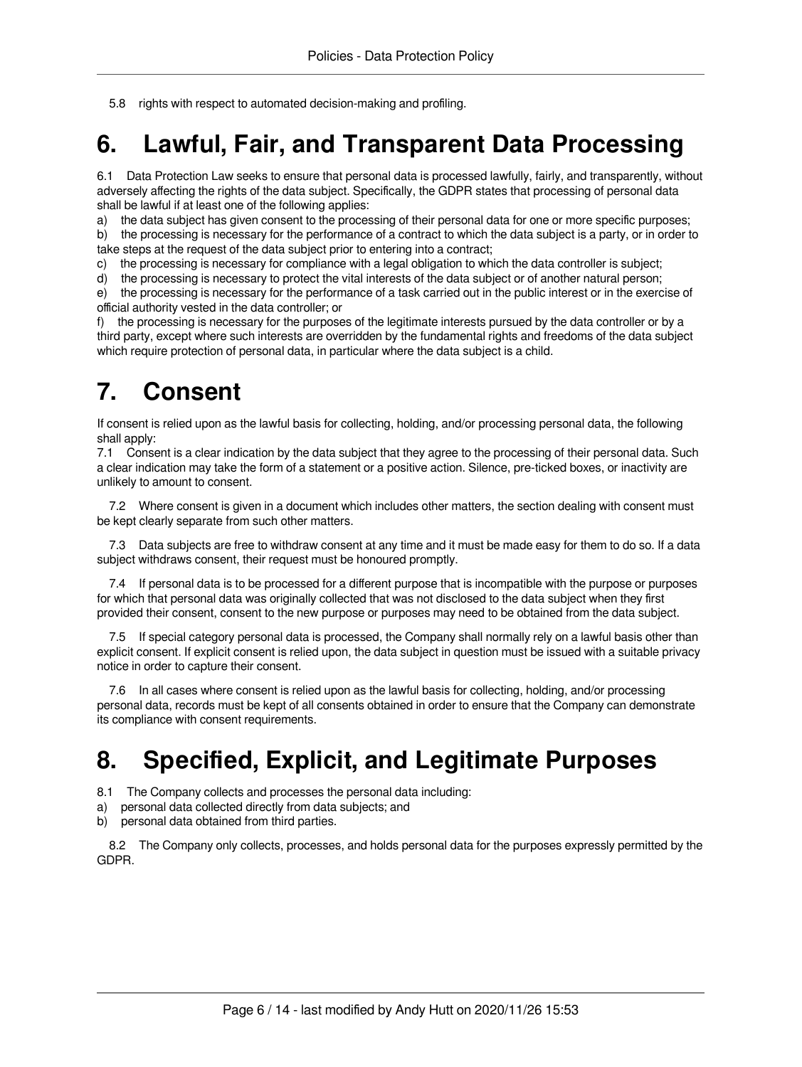5.8 rights with respect to automated decision-making and profiling.

# 6. Lawful, Fair, and Transparent Data Processing

6.1 Data Protection Law seeks to ensure that personal data is processed lawfully, fairly, and transparently, without adversely affecting the rights of the data subject. Specifically, the GDPR states that processing of personal data shall be lawful if at least one of the following applies:

a) the data subject has given consent to the processing of their personal data for one or more specific purposes;

b) the processing is necessary for the performance of a contract to which the data subject is a party, or in order to take steps at the request of the data subject prior to entering into a contract;

c) the processing is necessary for compliance with a legal obligation to which the data controller is subject;

d) the processing is necessary to protect the vital interests of the data subject or of another natural person;

e) the processing is necessary for the performance of a task carried out in the public interest or in the exercise of official authority vested in the data controller; or

f) the processing is necessary for the purposes of the legitimate interests pursued by the data controller or by a third party, except where such interests are overridden by the fundamental rights and freedoms of the data subject which require protection of personal data, in particular where the data subject is a child.

# 7. Consent

If consent is relied upon as the lawful basis for collecting, holding, and/or processing personal data, the following shall apply:

7.1 Consent is a clear indication by the data subject that they agree to the processing of their personal data. Such a clear indication may take the form of a statement or a positive action. Silence, pre-ticked boxes, or inactivity are unlikely to amount to consent.

7.2 Where consent is given in a document which includes other matters, the section dealing with consent must be kept clearly separate from such other matters.

7.3 Data subjects are free to withdraw consent at any time and it must be made easy for them to do so. If a data subject withdraws consent, their request must be honoured promptly.

7.4 If personal data is to be processed for a different purpose that is incompatible with the purpose or purposes for which that personal data was originally collected that was not disclosed to the data subject when they first provided their consent, consent to the new purpose or purposes may need to be obtained from the data subject.

7.5 If special category personal data is processed, the Company shall normally rely on a lawful basis other than explicit consent. If explicit consent is relied upon, the data subject in question must be issued with a suitable privacy notice in order to capture their consent.

7.6 In all cases where consent is relied upon as the lawful basis for collecting, holding, and/or processing personal data, records must be kept of all consents obtained in order to ensure that the Company can demonstrate its compliance with consent requirements.

# 8. Specified, Explicit, and Legitimate Purposes

8.1 The Company collects and processes the personal data including:

a) personal data collected directly from data subjects; and

b) personal data obtained from third parties.

8.2 The Company only collects, processes, and holds personal data for the purposes expressly permitted by the GDPR.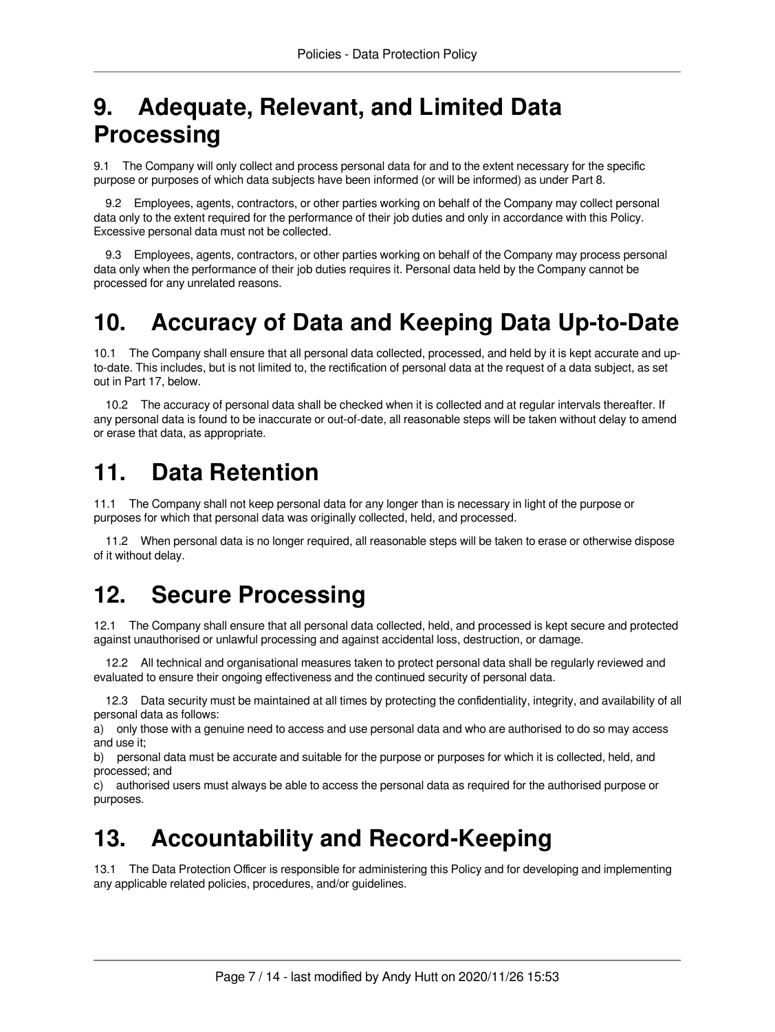# 9. Adequate, Relevant, and Limited Data Processing

9.1 The Company will only collect and process personal data for and to the extent necessary for the specific purpose or purposes of which data subjects have been informed (or will be informed) as under Part 8.

9.2 Employees, agents, contractors, or other parties working on behalf of the Company may collect personal data only to the extent required for the performance of their job duties and only in accordance with this Policy. Excessive personal data must not be collected.

9.3 Employees, agents, contractors, or other parties working on behalf of the Company may process personal data only when the performance of their job duties requires it. Personal data held by the Company cannot be processed for any unrelated reasons.

# 10. Accuracy of Data and Keeping Data Up-to-Date

10.1 The Company shall ensure that all personal data collected, processed, and held by it is kept accurate and up-to-date. This includes, but is not limited to, the rectification of personal data at the request of a data subject, as set out in Part 17, below.

10.2 The accuracy of personal data shall be checked when it is collected and at regular intervals thereafter. If any personal data is found to be inaccurate or out-of-date, all reasonable steps will be taken without delay to amend or erase that data, as appropriate.

# 11. Data Retention

11.1 The Company shall not keep personal data for any longer than is necessary in light of the purpose or purposes for which that personal data was originally collected, held, and processed.

11.2 When personal data is no longer required, all reasonable steps will be taken to erase or otherwise dispose of it without delay.

# 12. Secure Processing

12.1 The Company shall ensure that all personal data collected, held, and processed is kept secure and protected against unauthorised or unlawful processing and against accidental loss, destruction, or damage.

12.2 All technical and organisational measures taken to protect personal data shall be regularly reviewed and evaluated to ensure their ongoing effectiveness and the continued security of personal data.

12.3 Data security must be maintained at all times by protecting the confidentiality, integrity, and availability of all personal data as follows:

a) only those with a genuine need to access and use personal data and who are authorised to do so may access and use it;

b) personal data must be accurate and suitable for the purpose or purposes for which it is collected, held, and processed; and

c) authorised users must always be able to access the personal data as required for the authorised purpose or purposes.

# 13. Accountability and Record-Keeping

13.1 The Data Protection Officer is responsible for administering this Policy and for developing and implementing any applicable related policies, procedures, and/or guidelines.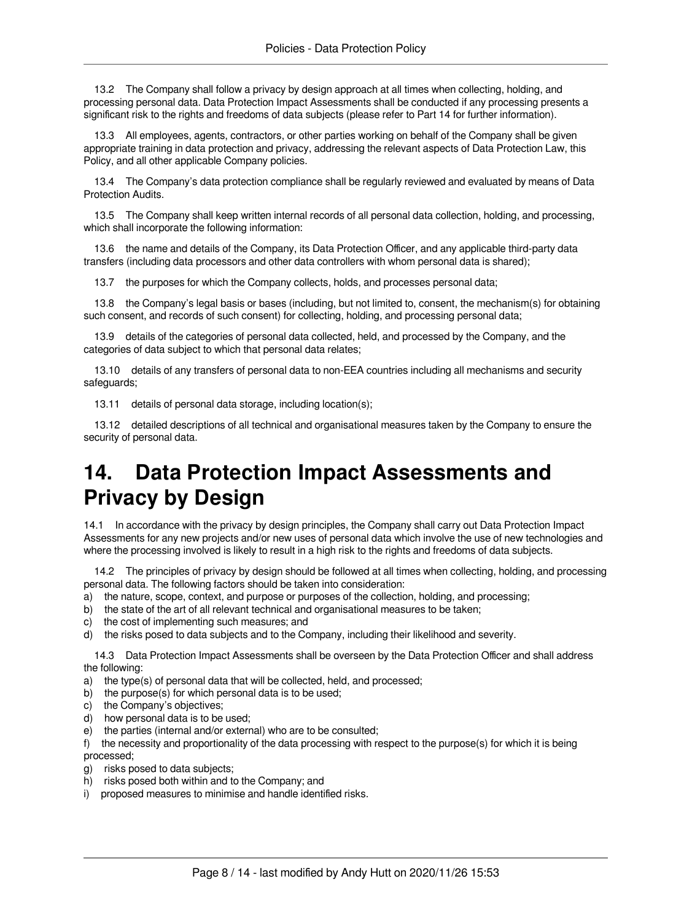13.2 The Company shall follow a privacy by design approach at all times when collecting, holding, and processing personal data. Data Protection Impact Assessments shall be conducted if any processing presents a significant risk to the rights and freedoms of data subjects (please refer to Part 14 for further information).

13.3 All employees, agents, contractors, or other parties working on behalf of the Company shall be given appropriate training in data protection and privacy, addressing the relevant aspects of Data Protection Law, this Policy, and all other applicable Company policies.

13.4 The Company's data protection compliance shall be regularly reviewed and evaluated by means of Data Protection Audits.

13.5 The Company shall keep written internal records of all personal data collection, holding, and processing, which shall incorporate the following information:

13.6 the name and details of the Company, its Data Protection Officer, and any applicable third-party data transfers (including data processors and other data controllers with whom personal data is shared);

13.7 the purposes for which the Company collects, holds, and processes personal data;

13.8 the Company's legal basis or bases (including, but not limited to, consent, the mechanism(s) for obtaining such consent, and records of such consent) for collecting, holding, and processing personal data;

13.9 details of the categories of personal data collected, held, and processed by the Company, and the categories of data subject to which that personal data relates;

13.10 details of any transfers of personal data to non-EEA countries including all mechanisms and security safeguards;

13.11 details of personal data storage, including location(s);

13.12 detailed descriptions of all technical and organisational measures taken by the Company to ensure the security of personal data.

# 14. Data Protection Impact Assessments and Privacy by Design

14.1 In accordance with the privacy by design principles, the Company shall carry out Data Protection Impact Assessments for any new projects and/or new uses of personal data which involve the use of new technologies and where the processing involved is likely to result in a high risk to the rights and freedoms of data subjects.

14.2 The principles of privacy by design should be followed at all times when collecting, holding, and processing personal data. The following factors should be taken into consideration:

a) the nature, scope, context, and purpose or purposes of the collection, holding, and processing;
b) the state of the art of all relevant technical and organisational measures to be taken;
c) the cost of implementing such measures; and
d) the risks posed to data subjects and to the Company, including their likelihood and severity.

14.3 Data Protection Impact Assessments shall be overseen by the Data Protection Officer and shall address the following:

a) the type(s) of personal data that will be collected, held, and processed;
b) the purpose(s) for which personal data is to be used;
c) the Company's objectives;
d) how personal data is to be used;
e) the parties (internal and/or external) who are to be consulted;
f) the necessity and proportionality of the data processing with respect to the purpose(s) for which it is being processed;
g) risks posed to data subjects;
h) risks posed both within and to the Company; and
i) proposed measures to minimise and handle identified risks.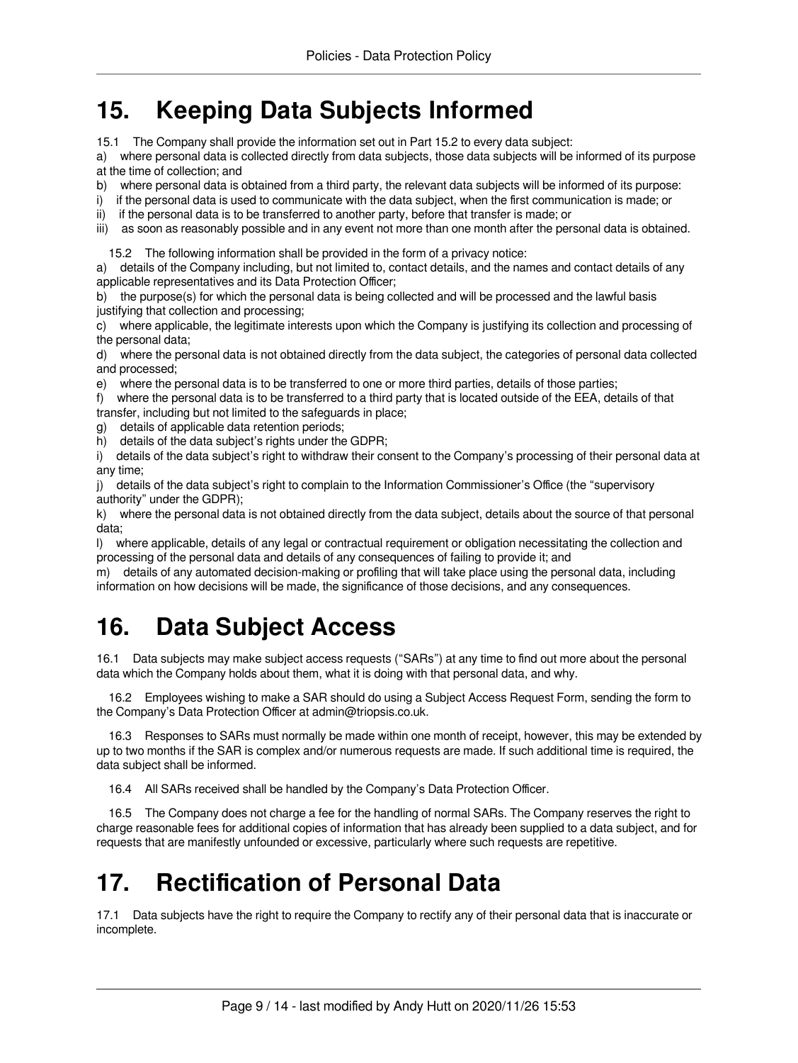# 15. Keeping Data Subjects Informed

15.1 The Company shall provide the information set out in Part 15.2 to every data subject:

a) where personal data is collected directly from data subjects, those data subjects will be informed of its purpose at the time of collection; and

b) where personal data is obtained from a third party, the relevant data subjects will be informed of its purpose:

i) if the personal data is used to communicate with the data subject, when the first communication is made; or

ii) if the personal data is to be transferred to another party, before that transfer is made; or

iii) as soon as reasonably possible and in any event not more than one month after the personal data is obtained.

15.2 The following information shall be provided in the form of a privacy notice:

a) details of the Company including, but not limited to, contact details, and the names and contact details of any applicable representatives and its Data Protection Officer;

b) the purpose(s) for which the personal data is being collected and will be processed and the lawful basis justifying that collection and processing;

c) where applicable, the legitimate interests upon which the Company is justifying its collection and processing of the personal data;

d) where the personal data is not obtained directly from the data subject, the categories of personal data collected and processed;

e) where the personal data is to be transferred to one or more third parties, details of those parties;

f) where the personal data is to be transferred to a third party that is located outside of the EEA, details of that transfer, including but not limited to the safeguards in place;

g) details of applicable data retention periods;

h) details of the data subject's rights under the GDPR;

i) details of the data subject's right to withdraw their consent to the Company's processing of their personal data at any time;

j) details of the data subject's right to complain to the Information Commissioner's Office (the "supervisory authority" under the GDPR);

k) where the personal data is not obtained directly from the data subject, details about the source of that personal data;

l) where applicable, details of any legal or contractual requirement or obligation necessitating the collection and processing of the personal data and details of any consequences of failing to provide it; and

m) details of any automated decision-making or profiling that will take place using the personal data, including information on how decisions will be made, the significance of those decisions, and any consequences.

# 16. Data Subject Access

16.1 Data subjects may make subject access requests ("SARs") at any time to find out more about the personal data which the Company holds about them, what it is doing with that personal data, and why.

16.2 Employees wishing to make a SAR should do using a Subject Access Request Form, sending the form to the Company's Data Protection Officer at admin@triopsis.co.uk.

16.3 Responses to SARs must normally be made within one month of receipt, however, this may be extended by up to two months if the SAR is complex and/or numerous requests are made. If such additional time is required, the data subject shall be informed.

16.4 All SARs received shall be handled by the Company's Data Protection Officer.

16.5 The Company does not charge a fee for the handling of normal SARs. The Company reserves the right to charge reasonable fees for additional copies of information that has already been supplied to a data subject, and for requests that are manifestly unfounded or excessive, particularly where such requests are repetitive.

# 17. Rectification of Personal Data

17.1 Data subjects have the right to require the Company to rectify any of their personal data that is inaccurate or incomplete.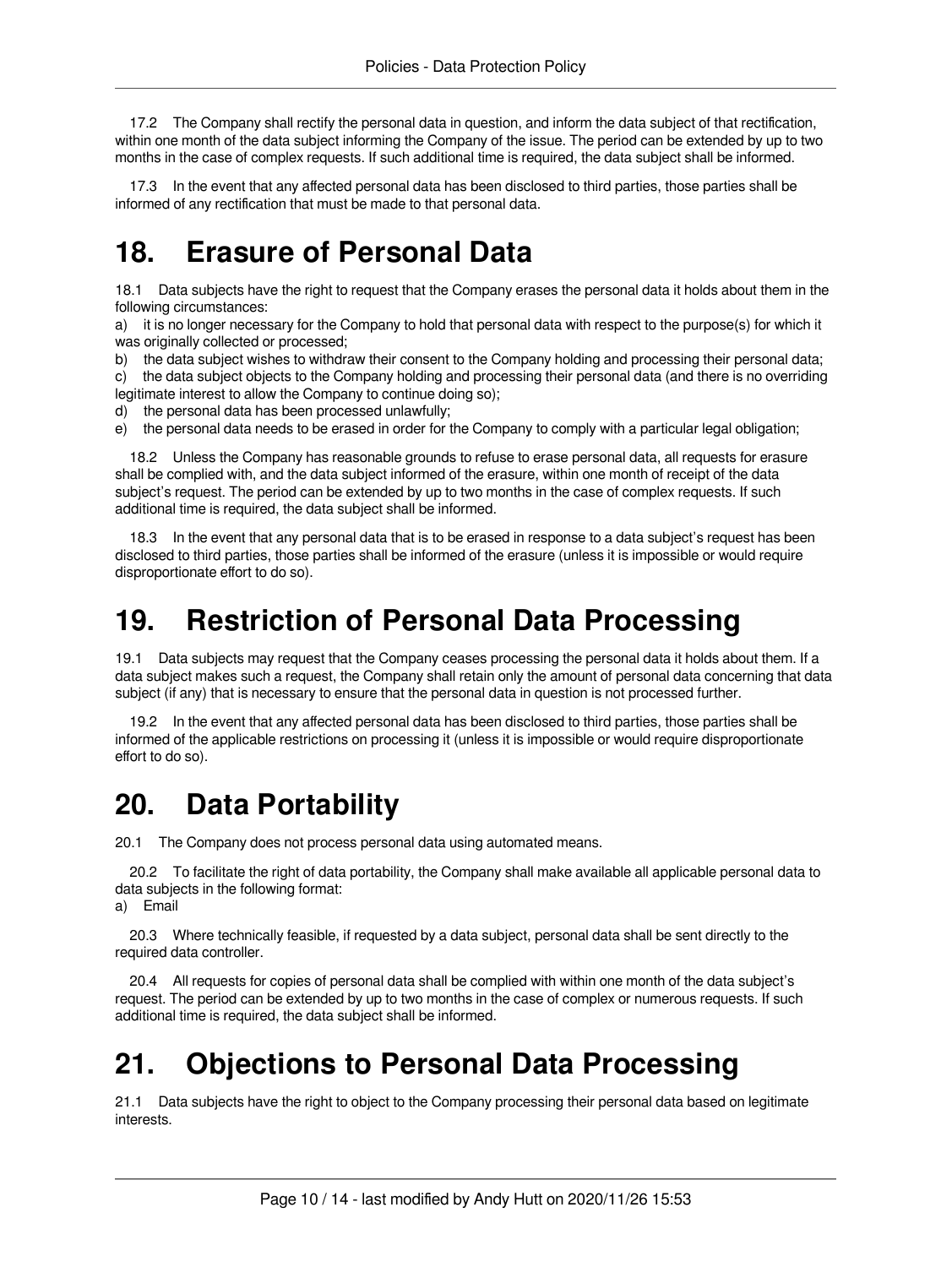17.2 The Company shall rectify the personal data in question, and inform the data subject of that rectification, within one month of the data subject informing the Company of the issue. The period can be extended by up to two months in the case of complex requests. If such additional time is required, the data subject shall be informed.

17.3 In the event that any affected personal data has been disclosed to third parties, those parties shall be informed of any rectification that must be made to that personal data.

# 18. Erasure of Personal Data

18.1 Data subjects have the right to request that the Company erases the personal data it holds about them in the following circumstances:

a) it is no longer necessary for the Company to hold that personal data with respect to the purpose(s) for which it was originally collected or processed;

b) the data subject wishes to withdraw their consent to the Company holding and processing their personal data;

c) the data subject objects to the Company holding and processing their personal data (and there is no overriding legitimate interest to allow the Company to continue doing so);

d) the personal data has been processed unlawfully;

e) the personal data needs to be erased in order for the Company to comply with a particular legal obligation;

18.2 Unless the Company has reasonable grounds to refuse to erase personal data, all requests for erasure shall be complied with, and the data subject informed of the erasure, within one month of receipt of the data subject's request. The period can be extended by up to two months in the case of complex requests. If such additional time is required, the data subject shall be informed.

18.3 In the event that any personal data that is to be erased in response to a data subject's request has been disclosed to third parties, those parties shall be informed of the erasure (unless it is impossible or would require disproportionate effort to do so).

# 19. Restriction of Personal Data Processing

19.1 Data subjects may request that the Company ceases processing the personal data it holds about them. If a data subject makes such a request, the Company shall retain only the amount of personal data concerning that data subject (if any) that is necessary to ensure that the personal data in question is not processed further.

19.2 In the event that any affected personal data has been disclosed to third parties, those parties shall be informed of the applicable restrictions on processing it (unless it is impossible or would require disproportionate effort to do so).

# 20. Data Portability

20.1 The Company does not process personal data using automated means.

20.2 To facilitate the right of data portability, the Company shall make available all applicable personal data to data subjects in the following format:

a) Email

20.3 Where technically feasible, if requested by a data subject, personal data shall be sent directly to the required data controller.

20.4 All requests for copies of personal data shall be complied with within one month of the data subject's request. The period can be extended by up to two months in the case of complex or numerous requests. If such additional time is required, the data subject shall be informed.

# 21. Objections to Personal Data Processing

21.1 Data subjects have the right to object to the Company processing their personal data based on legitimate interests.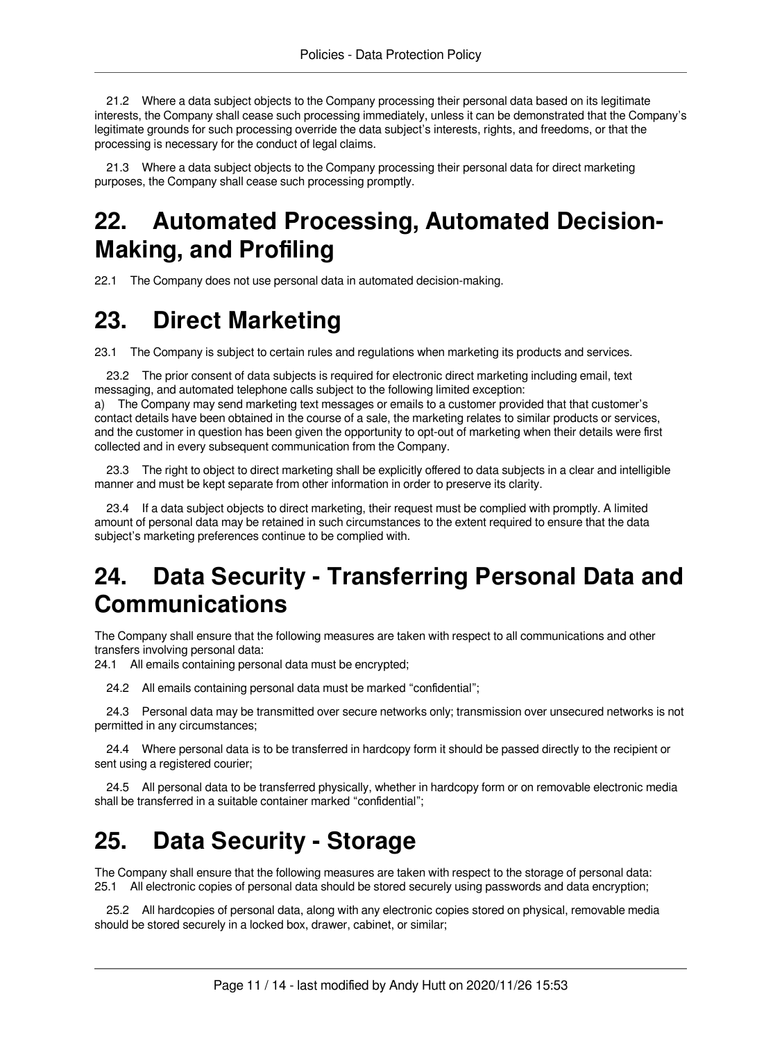21.2 Where a data subject objects to the Company processing their personal data based on its legitimate interests, the Company shall cease such processing immediately, unless it can be demonstrated that the Company's legitimate grounds for such processing override the data subject's interests, rights, and freedoms, or that the processing is necessary for the conduct of legal claims.

21.3 Where a data subject objects to the Company processing their personal data for direct marketing purposes, the Company shall cease such processing promptly.

# 22. Automated Processing, Automated Decision-Making, and Profiling

22.1 The Company does not use personal data in automated decision-making.

# 23. Direct Marketing

23.1 The Company is subject to certain rules and regulations when marketing its products and services.

23.2 The prior consent of data subjects is required for electronic direct marketing including email, text messaging, and automated telephone calls subject to the following limited exception:
a) The Company may send marketing text messages or emails to a customer provided that that customer's contact details have been obtained in the course of a sale, the marketing relates to similar products or services, and the customer in question has been given the opportunity to opt-out of marketing when their details were first collected and in every subsequent communication from the Company.

23.3 The right to object to direct marketing shall be explicitly offered to data subjects in a clear and intelligible manner and must be kept separate from other information in order to preserve its clarity.

23.4 If a data subject objects to direct marketing, their request must be complied with promptly. A limited amount of personal data may be retained in such circumstances to the extent required to ensure that the data subject's marketing preferences continue to be complied with.

# 24. Data Security - Transferring Personal Data and Communications

The Company shall ensure that the following measures are taken with respect to all communications and other transfers involving personal data:
24.1 All emails containing personal data must be encrypted;

24.2 All emails containing personal data must be marked "confidential";

24.3 Personal data may be transmitted over secure networks only; transmission over unsecured networks is not permitted in any circumstances;

24.4 Where personal data is to be transferred in hardcopy form it should be passed directly to the recipient or sent using a registered courier;

24.5 All personal data to be transferred physically, whether in hardcopy form or on removable electronic media shall be transferred in a suitable container marked "confidential";

# 25. Data Security - Storage

The Company shall ensure that the following measures are taken with respect to the storage of personal data:
25.1 All electronic copies of personal data should be stored securely using passwords and data encryption;

25.2 All hardcopies of personal data, along with any electronic copies stored on physical, removable media should be stored securely in a locked box, drawer, cabinet, or similar;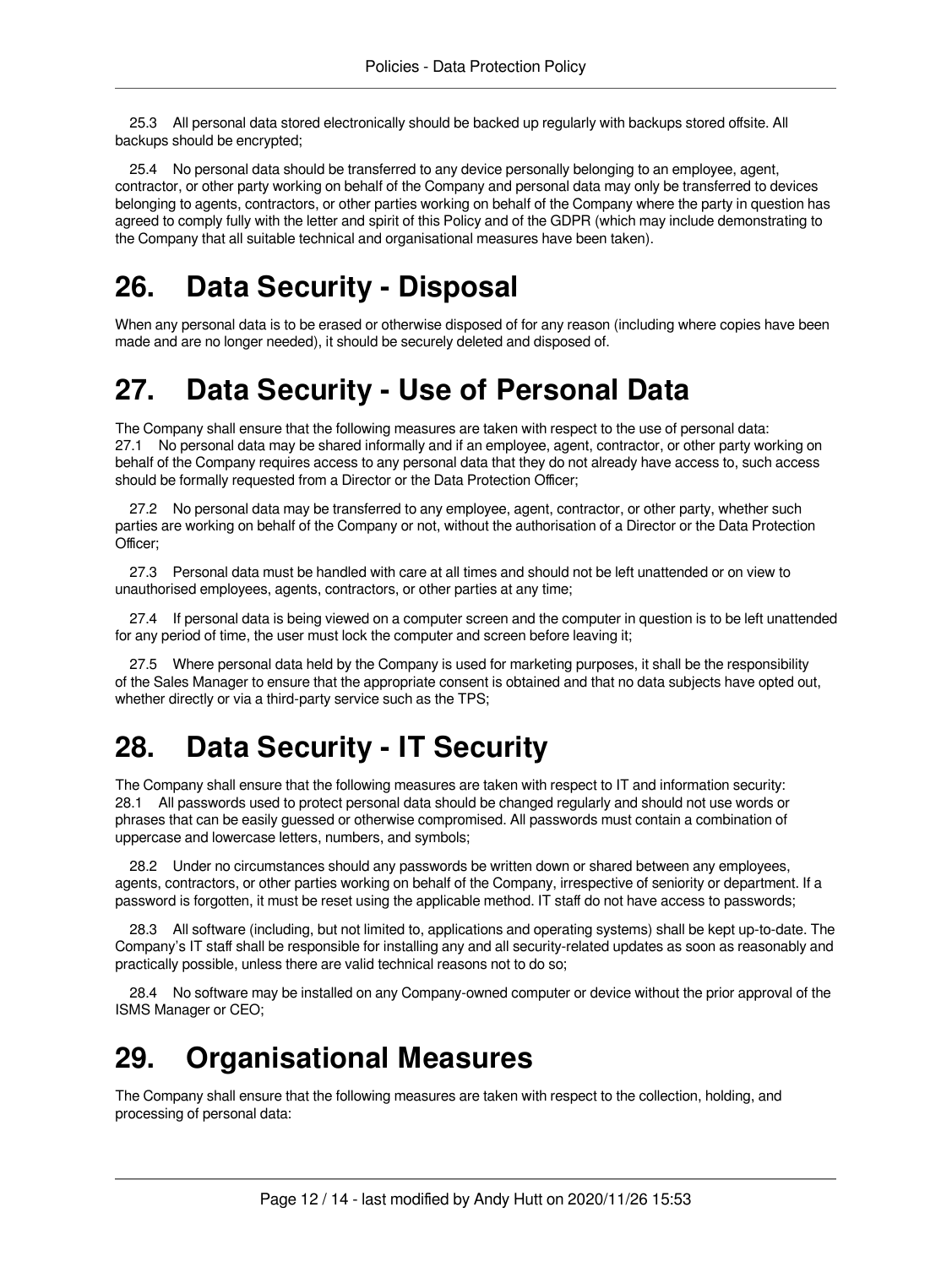25.3 All personal data stored electronically should be backed up regularly with backups stored offsite. All backups should be encrypted;

25.4 No personal data should be transferred to any device personally belonging to an employee, agent, contractor, or other party working on behalf of the Company and personal data may only be transferred to devices belonging to agents, contractors, or other parties working on behalf of the Company where the party in question has agreed to comply fully with the letter and spirit of this Policy and of the GDPR (which may include demonstrating to the Company that all suitable technical and organisational measures have been taken).

# 26. Data Security - Disposal

When any personal data is to be erased or otherwise disposed of for any reason (including where copies have been made and are no longer needed), it should be securely deleted and disposed of.

# 27. Data Security - Use of Personal Data

The Company shall ensure that the following measures are taken with respect to the use of personal data:
27.1 No personal data may be shared informally and if an employee, agent, contractor, or other party working on behalf of the Company requires access to any personal data that they do not already have access to, such access should be formally requested from a Director or the Data Protection Officer;

27.2 No personal data may be transferred to any employee, agent, contractor, or other party, whether such parties are working on behalf of the Company or not, without the authorisation of a Director or the Data Protection Officer;

27.3 Personal data must be handled with care at all times and should not be left unattended or on view to unauthorised employees, agents, contractors, or other parties at any time;

27.4 If personal data is being viewed on a computer screen and the computer in question is to be left unattended for any period of time, the user must lock the computer and screen before leaving it;

27.5 Where personal data held by the Company is used for marketing purposes, it shall be the responsibility of the Sales Manager to ensure that the appropriate consent is obtained and that no data subjects have opted out, whether directly or via a third-party service such as the TPS;

# 28. Data Security - IT Security

The Company shall ensure that the following measures are taken with respect to IT and information security:
28.1 All passwords used to protect personal data should be changed regularly and should not use words or phrases that can be easily guessed or otherwise compromised. All passwords must contain a combination of uppercase and lowercase letters, numbers, and symbols;

28.2 Under no circumstances should any passwords be written down or shared between any employees, agents, contractors, or other parties working on behalf of the Company, irrespective of seniority or department. If a password is forgotten, it must be reset using the applicable method. IT staff do not have access to passwords;

28.3 All software (including, but not limited to, applications and operating systems) shall be kept up-to-date. The Company's IT staff shall be responsible for installing any and all security-related updates as soon as reasonably and practically possible, unless there are valid technical reasons not to do so;

28.4 No software may be installed on any Company-owned computer or device without the prior approval of the ISMS Manager or CEO;

# 29. Organisational Measures

The Company shall ensure that the following measures are taken with respect to the collection, holding, and processing of personal data: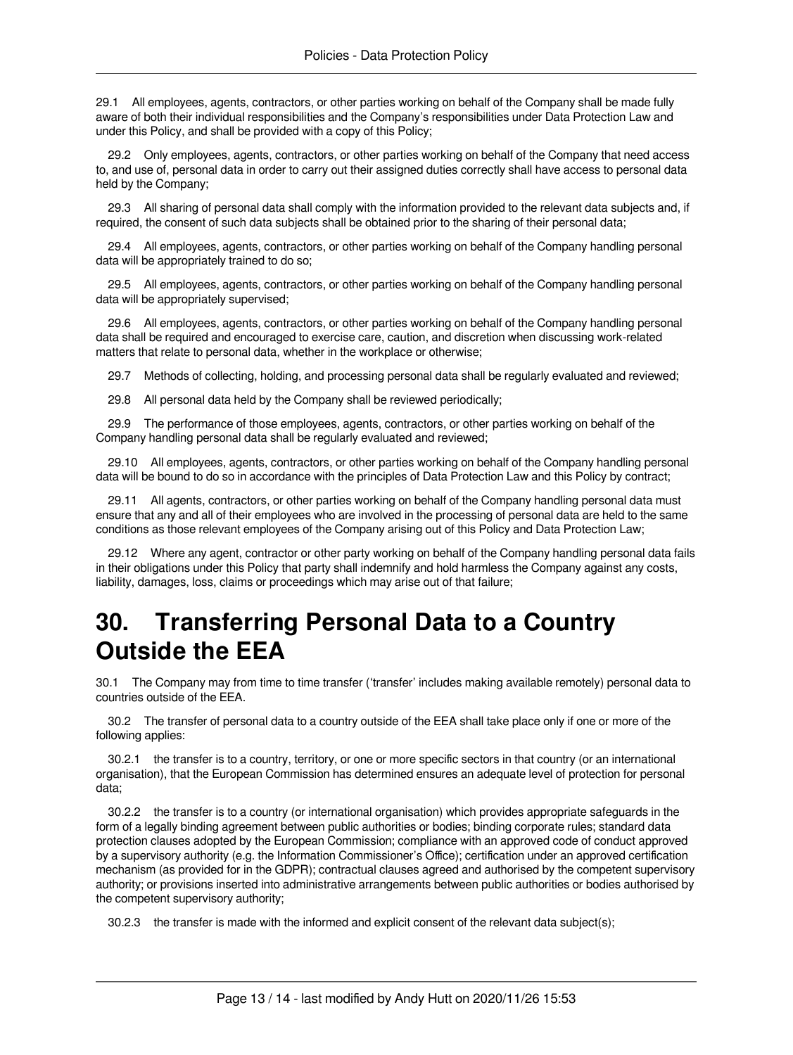29.1 All employees, agents, contractors, or other parties working on behalf of the Company shall be made fully aware of both their individual responsibilities and the Company's responsibilities under Data Protection Law and under this Policy, and shall be provided with a copy of this Policy;

29.2 Only employees, agents, contractors, or other parties working on behalf of the Company that need access to, and use of, personal data in order to carry out their assigned duties correctly shall have access to personal data held by the Company;

29.3 All sharing of personal data shall comply with the information provided to the relevant data subjects and, if required, the consent of such data subjects shall be obtained prior to the sharing of their personal data;

29.4 All employees, agents, contractors, or other parties working on behalf of the Company handling personal data will be appropriately trained to do so;

29.5 All employees, agents, contractors, or other parties working on behalf of the Company handling personal data will be appropriately supervised;

29.6 All employees, agents, contractors, or other parties working on behalf of the Company handling personal data shall be required and encouraged to exercise care, caution, and discretion when discussing work-related matters that relate to personal data, whether in the workplace or otherwise;

29.7 Methods of collecting, holding, and processing personal data shall be regularly evaluated and reviewed;

29.8 All personal data held by the Company shall be reviewed periodically;

29.9 The performance of those employees, agents, contractors, or other parties working on behalf of the Company handling personal data shall be regularly evaluated and reviewed;

29.10 All employees, agents, contractors, or other parties working on behalf of the Company handling personal data will be bound to do so in accordance with the principles of Data Protection Law and this Policy by contract;

29.11 All agents, contractors, or other parties working on behalf of the Company handling personal data must ensure that any and all of their employees who are involved in the processing of personal data are held to the same conditions as those relevant employees of the Company arising out of this Policy and Data Protection Law;

29.12 Where any agent, contractor or other party working on behalf of the Company handling personal data fails in their obligations under this Policy that party shall indemnify and hold harmless the Company against any costs, liability, damages, loss, claims or proceedings which may arise out of that failure;

# 30. Transferring Personal Data to a Country Outside the EEA

30.1 The Company may from time to time transfer ('transfer' includes making available remotely) personal data to countries outside of the EEA.

30.2 The transfer of personal data to a country outside of the EEA shall take place only if one or more of the following applies:

30.2.1 the transfer is to a country, territory, or one or more specific sectors in that country (or an international organisation), that the European Commission has determined ensures an adequate level of protection for personal data;

30.2.2 the transfer is to a country (or international organisation) which provides appropriate safeguards in the form of a legally binding agreement between public authorities or bodies; binding corporate rules; standard data protection clauses adopted by the European Commission; compliance with an approved code of conduct approved by a supervisory authority (e.g. the Information Commissioner's Office); certification under an approved certification mechanism (as provided for in the GDPR); contractual clauses agreed and authorised by the competent supervisory authority; or provisions inserted into administrative arrangements between public authorities or bodies authorised by the competent supervisory authority;

30.2.3 the transfer is made with the informed and explicit consent of the relevant data subject(s);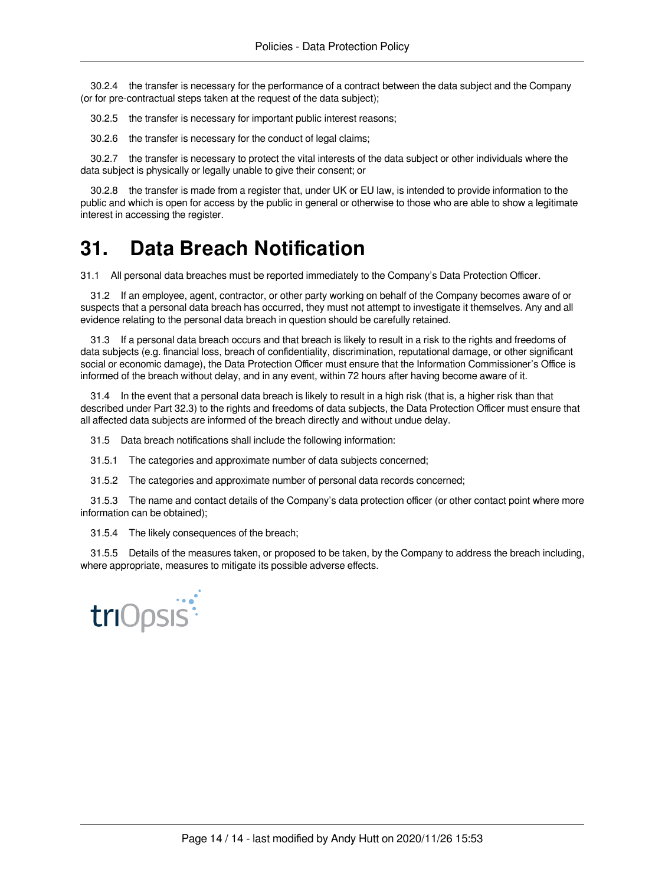30.2.4 the transfer is necessary for the performance of a contract between the data subject and the Company (or for pre-contractual steps taken at the request of the data subject);

30.2.5 the transfer is necessary for important public interest reasons;

30.2.6 the transfer is necessary for the conduct of legal claims;

30.2.7 the transfer is necessary to protect the vital interests of the data subject or other individuals where the data subject is physically or legally unable to give their consent; or

30.2.8 the transfer is made from a register that, under UK or EU law, is intended to provide information to the public and which is open for access by the public in general or otherwise to those who are able to show a legitimate interest in accessing the register.

# 31. Data Breach Notification

31.1 All personal data breaches must be reported immediately to the Company's Data Protection Officer.

31.2 If an employee, agent, contractor, or other party working on behalf of the Company becomes aware of or suspects that a personal data breach has occurred, they must not attempt to investigate it themselves. Any and all evidence relating to the personal data breach in question should be carefully retained.

31.3 If a personal data breach occurs and that breach is likely to result in a risk to the rights and freedoms of data subjects (e.g. financial loss, breach of confidentiality, discrimination, reputational damage, or other significant social or economic damage), the Data Protection Officer must ensure that the Information Commissioner's Office is informed of the breach without delay, and in any event, within 72 hours after having become aware of it.

31.4 In the event that a personal data breach is likely to result in a high risk (that is, a higher risk than that described under Part 32.3) to the rights and freedoms of data subjects, the Data Protection Officer must ensure that all affected data subjects are informed of the breach directly and without undue delay.

31.5 Data breach notifications shall include the following information:

31.5.1 The categories and approximate number of data subjects concerned;

31.5.2 The categories and approximate number of personal data records concerned;

31.5.3 The name and contact details of the Company's data protection officer (or other contact point where more information can be obtained);

31.5.4 The likely consequences of the breach;

31.5.5 Details of the measures taken, or proposed to be taken, by the Company to address the breach including, where appropriate, measures to mitigate its possible adverse effects.

triOpsis